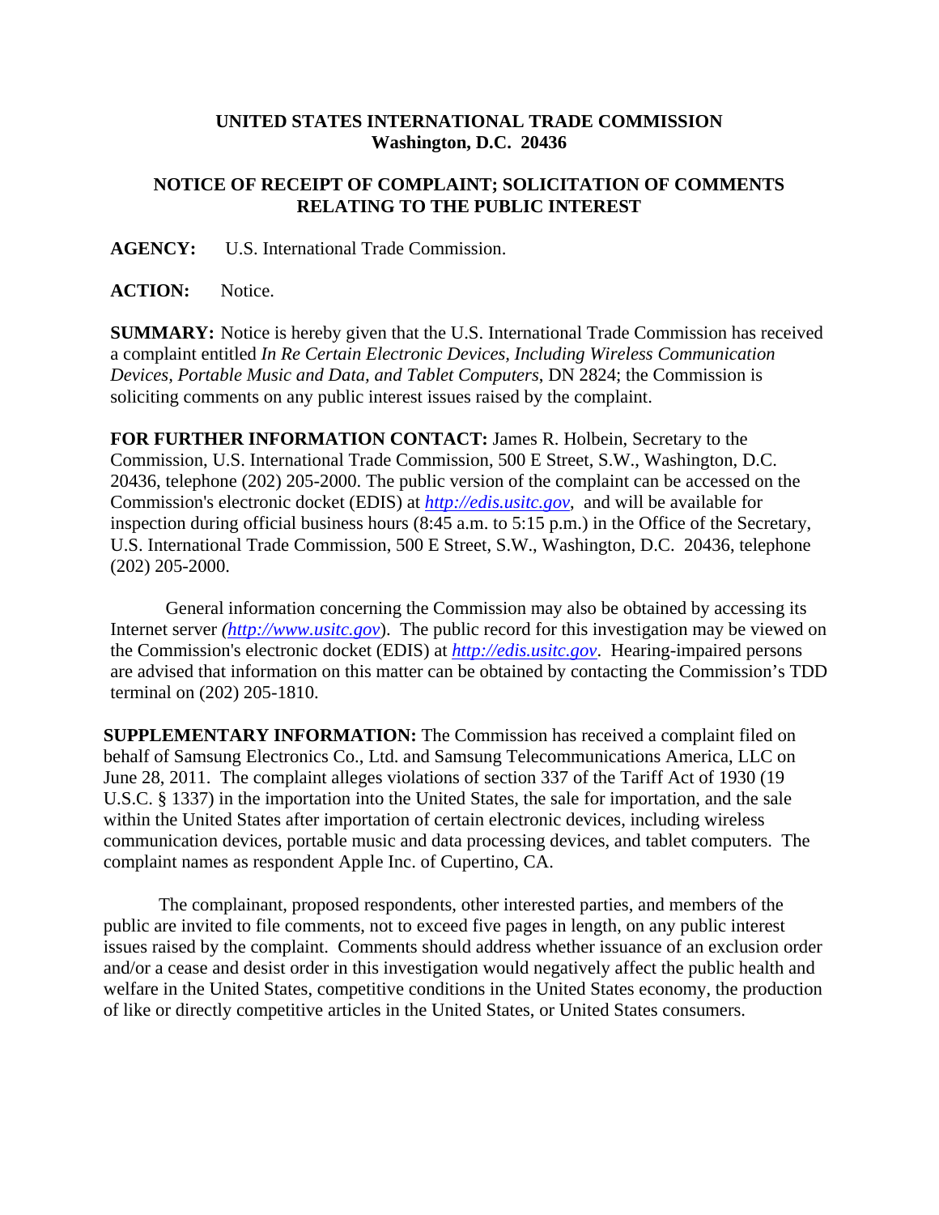**UNITED STATES INTERNATIONAL TRADE COMMISSION**
**Washington, D.C. 20436**

**NOTICE OF RECEIPT OF COMPLAINT; SOLICITATION OF COMMENTS RELATING TO THE PUBLIC INTEREST**

**AGENCY:** U.S. International Trade Commission.

**ACTION:** Notice.

**SUMMARY:** Notice is hereby given that the U.S. International Trade Commission has received a complaint entitled *In Re Certain Electronic Devices, Including Wireless Communication Devices, Portable Music and Data, and Tablet Computers*, DN 2824; the Commission is soliciting comments on any public interest issues raised by the complaint.

**FOR FURTHER INFORMATION CONTACT:** James R. Holbein, Secretary to the Commission, U.S. International Trade Commission, 500 E Street, S.W., Washington, D.C. 20436, telephone (202) 205-2000. The public version of the complaint can be accessed on the Commission's electronic docket (EDIS) at *http://edis.usitc.gov*, and will be available for inspection during official business hours (8:45 a.m. to 5:15 p.m.) in the Office of the Secretary, U.S. International Trade Commission, 500 E Street, S.W., Washington, D.C. 20436, telephone (202) 205-2000.

General information concerning the Commission may also be obtained by accessing its Internet server *(http://www.usitc.gov)*. The public record for this investigation may be viewed on the Commission's electronic docket (EDIS) at *http://edis.usitc.gov*. Hearing-impaired persons are advised that information on this matter can be obtained by contacting the Commission's TDD terminal on (202) 205-1810.

**SUPPLEMENTARY INFORMATION:** The Commission has received a complaint filed on behalf of Samsung Electronics Co., Ltd. and Samsung Telecommunications America, LLC on June 28, 2011. The complaint alleges violations of section 337 of the Tariff Act of 1930 (19 U.S.C. § 1337) in the importation into the United States, the sale for importation, and the sale within the United States after importation of certain electronic devices, including wireless communication devices, portable music and data processing devices, and tablet computers. The complaint names as respondent Apple Inc. of Cupertino, CA.

The complainant, proposed respondents, other interested parties, and members of the public are invited to file comments, not to exceed five pages in length, on any public interest issues raised by the complaint. Comments should address whether issuance of an exclusion order and/or a cease and desist order in this investigation would negatively affect the public health and welfare in the United States, competitive conditions in the United States economy, the production of like or directly competitive articles in the United States, or United States consumers.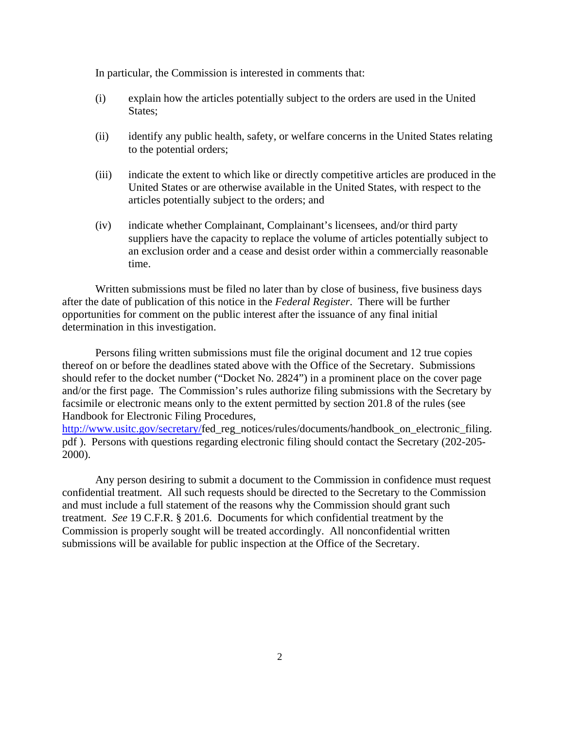In particular, the Commission is interested in comments that:

(i) explain how the articles potentially subject to the orders are used in the United States;

(ii) identify any public health, safety, or welfare concerns in the United States relating to the potential orders;

(iii) indicate the extent to which like or directly competitive articles are produced in the United States or are otherwise available in the United States, with respect to the articles potentially subject to the orders; and

(iv) indicate whether Complainant, Complainant's licensees, and/or third party suppliers have the capacity to replace the volume of articles potentially subject to an exclusion order and a cease and desist order within a commercially reasonable time.

Written submissions must be filed no later than by close of business, five business days after the date of publication of this notice in the *Federal Register*. There will be further opportunities for comment on the public interest after the issuance of any final initial determination in this investigation.

Persons filing written submissions must file the original document and 12 true copies thereof on or before the deadlines stated above with the Office of the Secretary. Submissions should refer to the docket number ("Docket No. 2824") in a prominent place on the cover page and/or the first page. The Commission's rules authorize filing submissions with the Secretary by facsimile or electronic means only to the extent permitted by section 201.8 of the rules (see Handbook for Electronic Filing Procedures, http://www.usitc.gov/secretary/fed_reg_notices/rules/documents/handbook_on_electronic_filing.pdf ). Persons with questions regarding electronic filing should contact the Secretary (202-205-2000).

Any person desiring to submit a document to the Commission in confidence must request confidential treatment. All such requests should be directed to the Secretary to the Commission and must include a full statement of the reasons why the Commission should grant such treatment. *See* 19 C.F.R. § 201.6. Documents for which confidential treatment by the Commission is properly sought will be treated accordingly. All nonconfidential written submissions will be available for public inspection at the Office of the Secretary.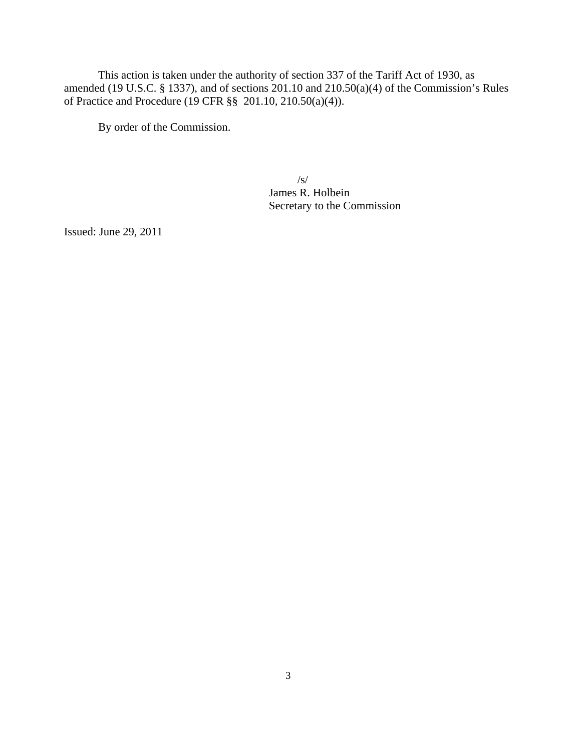This action is taken under the authority of section 337 of the Tariff Act of 1930, as amended (19 U.S.C. § 1337), and of sections 201.10 and 210.50(a)(4) of the Commission's Rules of Practice and Procedure (19 CFR §§ 201.10, 210.50(a)(4)).

By order of the Commission.

/s/
James R. Holbein
Secretary to the Commission

Issued: June 29, 2011